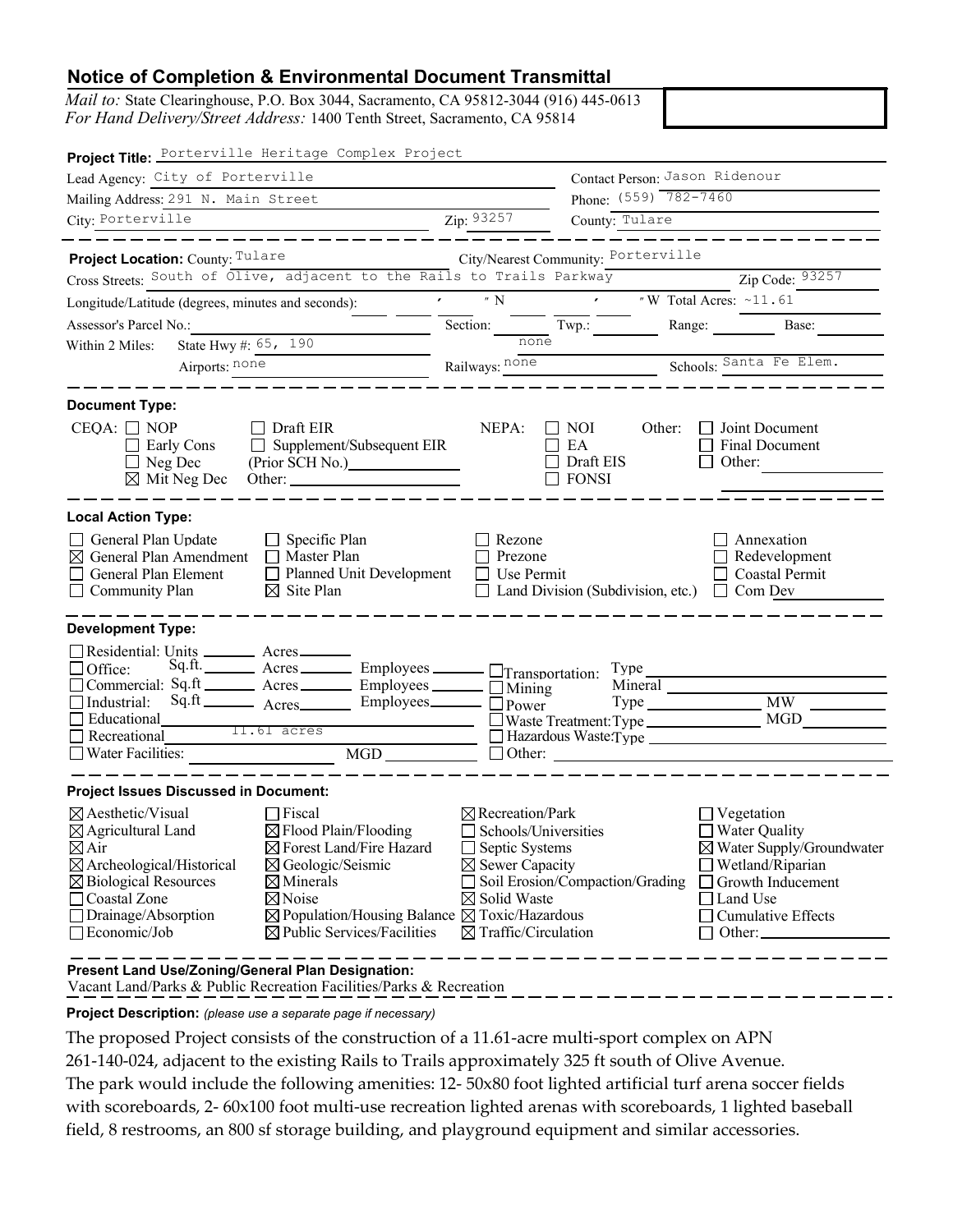## Notice of Completion & Environmental Document Transmittal

*Mail to:* State Clearinghouse, P.O. Box 3044, Sacramento, CA 95812-3044 (916) 445-0613
*For Hand Delivery/Street Address:* 1400 Tenth Street, Sacramento, CA 95814

**Project Title:** Porterville Heritage Complex Project

Lead Agency: City of Porterville
Contact Person: Jason Ridenour
Mailing Address: 291 N. Main Street
Phone: (559) 782-7460
City: Porterville
Zip: 93257
County: Tulare

**Project Location:** County: Tulare
City/Nearest Community: Porterville
Cross Streets: South of Olive, adjacent to the Rails to Trails Parkway
Zip Code: 93257
Longitude/Latitude (degrees, minutes and seconds): ° ′ ″ N / ° ′ ″ W
Total Acres: ~11.61
Assessor's Parcel No.:
Section:
Twp.:
Range:
Base:
Within 2 Miles: State Hwy #: 65, 190
Waterways: none
Airports: none
Railways: none
Schools: Santa Fe Elem.

**Document Type:**

CEQA:
- ☐ NOP
- ☐ Early Cons
- ☐ Neg Dec
- ☒ Mit Neg Dec
- ☐ Draft EIR
- ☐ Supplement/Subsequent EIR (Prior SCH No.)
- Other:

NEPA:
- ☐ NOI
- ☐ EA
- ☐ Draft EIS
- ☐ FONSI

Other:
- ☐ Joint Document
- ☐ Final Document
- ☐ Other:

**Local Action Type:**

- ☐ General Plan Update
- ☒ General Plan Amendment
- ☐ General Plan Element
- ☐ Community Plan
- ☐ Specific Plan
- ☐ Master Plan
- ☐ Planned Unit Development
- ☒ Site Plan
- ☐ Rezone
- ☐ Prezone
- ☐ Use Permit
- ☐ Land Division (Subdivision, etc.)
- ☐ Annexation
- ☐ Redevelopment
- ☐ Coastal Permit
- ☐ Com Dev

**Development Type:**

- ☐ Residential: Units ___ Acres ___
- ☐ Office: Sq.ft. ___ Acres ___ Employees ___
- ☐ Commercial: Sq.ft ___ Acres ___ Employees ___
- ☐ Industrial: Sq.ft ___ Acres ___ Employees ___
- ☐ Educational
- ☐ Recreational 11.61 acres
- ☐ Water Facilities: ___ MGD ___
- ☐ Transportation: Type
- ☐ Mining Mineral
- ☐ Power Type ___ MW
- ☐ Waste Treatment: Type ___ MGD
- ☐ Hazardous Waste: Type
- ☐ Other:

**Project Issues Discussed in Document:**

- ☒ Aesthetic/Visual
- ☒ Agricultural Land
- ☒ Air
- ☒ Archeological/Historical
- ☒ Biological Resources
- ☐ Coastal Zone
- ☐ Drainage/Absorption
- ☐ Economic/Job
- ☐ Fiscal
- ☒ Flood Plain/Flooding
- ☒ Forest Land/Fire Hazard
- ☒ Geologic/Seismic
- ☒ Minerals
- ☒ Noise
- ☒ Population/Housing Balance
- ☒ Public Services/Facilities
- ☒ Recreation/Park
- ☐ Schools/Universities
- ☐ Septic Systems
- ☒ Sewer Capacity
- ☐ Soil Erosion/Compaction/Grading
- ☒ Solid Waste
- ☒ Toxic/Hazardous
- ☒ Traffic/Circulation
- ☐ Vegetation
- ☐ Water Quality
- ☒ Water Supply/Groundwater
- ☐ Wetland/Riparian
- ☐ Growth Inducement
- ☐ Land Use
- ☐ Cumulative Effects
- ☐ Other:

**Present Land Use/Zoning/General Plan Designation:**
Vacant Land/Parks & Public Recreation Facilities/Parks & Recreation

**Project Description:** *(please use a separate page if necessary)*

The proposed Project consists of the construction of a 11.61-acre multi-sport complex on APN 261-140-024, adjacent to the existing Rails to Trails approximately 325 ft south of Olive Avenue. The park would include the following amenities: 12- 50x80 foot lighted artificial turf arena soccer fields with scoreboards, 2- 60x100 foot multi-use recreation lighted arenas with scoreboards, 1 lighted baseball field, 8 restrooms, an 800 sf storage building, and playground equipment and similar accessories.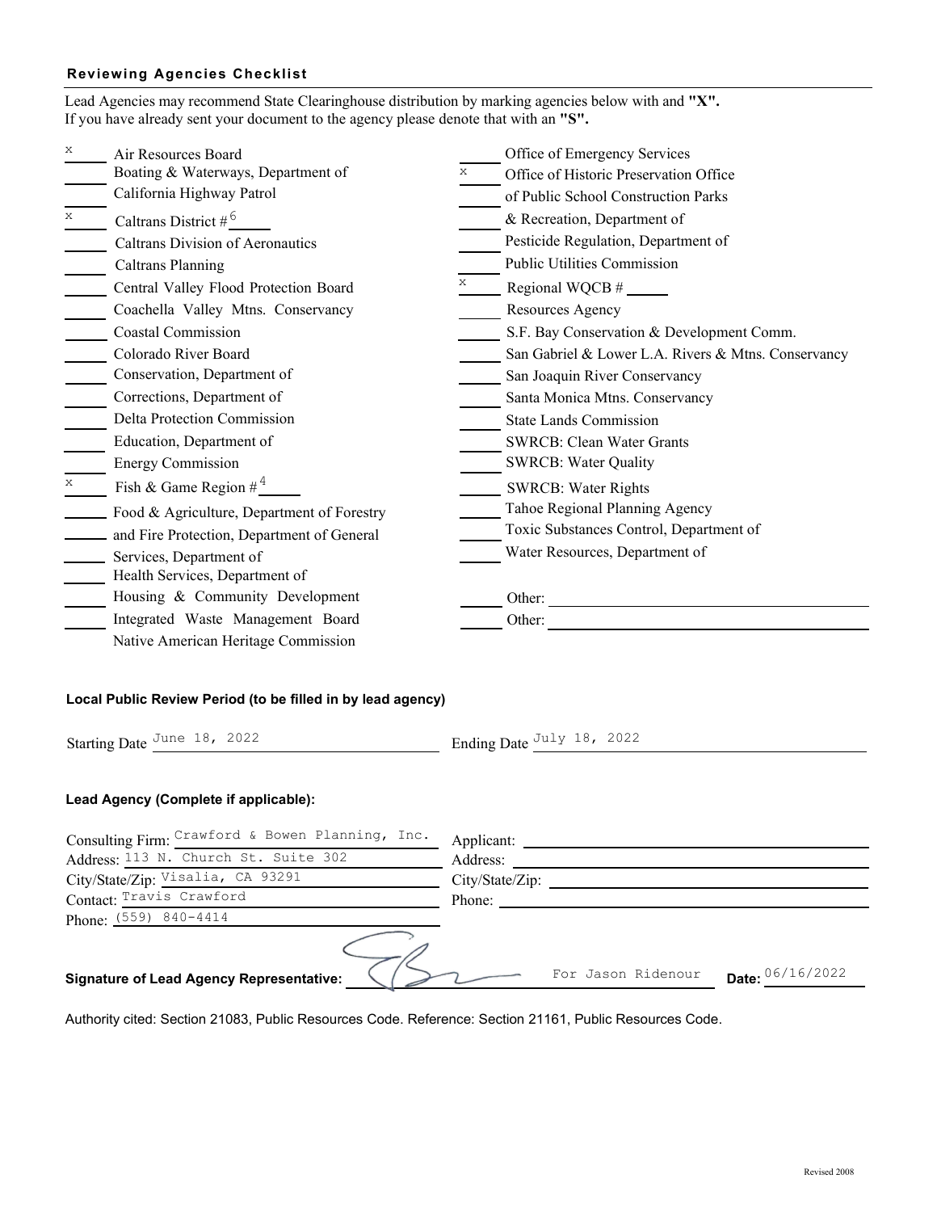### Reviewing Agencies Checklist

Lead Agencies may recommend State Clearinghouse distribution by marking agencies below with and **"X".**
If you have already sent your document to the agency please denote that with an **"S".**

- x Air Resources Board
- ___ Boating & Waterways, Department of
- ___ California Highway Patrol
- x Caltrans District # 6
- ___ Caltrans Division of Aeronautics
- ___ Caltrans Planning
- ___ Central Valley Flood Protection Board
- ___ Coachella Valley Mtns. Conservancy
- ___ Coastal Commission
- ___ Colorado River Board
- ___ Conservation, Department of
- ___ Corrections, Department of
- ___ Delta Protection Commission
- ___ Education, Department of
- ___ Energy Commission
- x Fish & Game Region # 4
- ___ Food & Agriculture, Department of Forestry
- ___ and Fire Protection, Department of General
- ___ Services, Department of
- ___ Health Services, Department of
- ___ Housing & Community Development
- ___ Integrated Waste Management Board
- Native American Heritage Commission
- ___ Office of Emergency Services
- x Office of Historic Preservation Office
- ___ of Public School Construction Parks
- ___ & Recreation, Department of
- ___ Pesticide Regulation, Department of
- ___ Public Utilities Commission
- x Regional WQCB # ___
- ___ Resources Agency
- ___ S.F. Bay Conservation & Development Comm.
- ___ San Gabriel & Lower L.A. Rivers & Mtns. Conservancy
- ___ San Joaquin River Conservancy
- ___ Santa Monica Mtns. Conservancy
- ___ State Lands Commission
- ___ SWRCB: Clean Water Grants
- ___ SWRCB: Water Quality
- ___ SWRCB: Water Rights
- ___ Tahoe Regional Planning Agency
- ___ Toxic Substances Control, Department of
- ___ Water Resources, Department of
- ___ Other: ___
- ___ Other: ___

**Local Public Review Period (to be filled in by lead agency)**

Starting Date June 18, 2022    Ending Date July 18, 2022

**Lead Agency (Complete if applicable):**

Consulting Firm: Crawford & Bowen Planning, Inc.
Address: 113 N. Church St. Suite 302
City/State/Zip: Visalia, CA 93291
Contact: Travis Crawford
Phone: (559) 840-4414

Applicant:
Address:
City/State/Zip:
Phone:

**Signature of Lead Agency Representative:** For Jason Ridenour **Date:** 06/16/2022

Authority cited: Section 21083, Public Resources Code. Reference: Section 21161, Public Resources Code.

Revised 2008